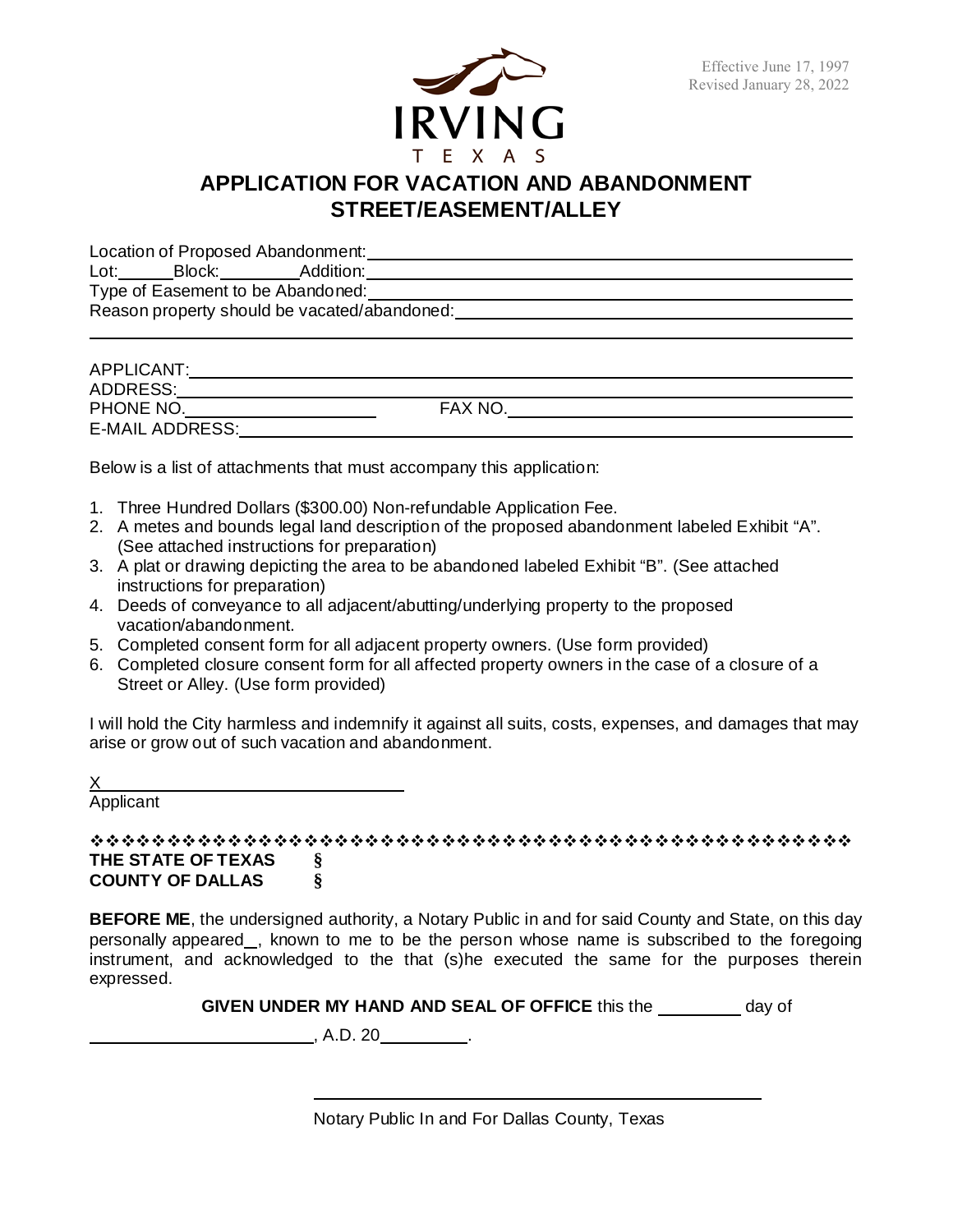Effective June 17, 1997
Revised January 28, 2022

IRVING
TEXAS

# APPLICATION FOR VACATION AND ABANDONMENT
# STREET/EASEMENT/ALLEY

Location of Proposed Abandonment: ____________________

Lot: ______ Block: ________ Addition: ____________________

Type of Easement to be Abandoned: ____________________

Reason property should be vacated/abandoned: ____________________

____________________

APPLICANT: ____________________

ADDRESS: ____________________

PHONE NO. ____________________ FAX NO. ____________________

E-MAIL ADDRESS: ____________________

Below is a list of attachments that must accompany this application:

1. Three Hundred Dollars ($300.00) Non-refundable Application Fee.
2. A metes and bounds legal land description of the proposed abandonment labeled Exhibit "A". (See attached instructions for preparation)
3. A plat or drawing depicting the area to be abandoned labeled Exhibit "B". (See attached instructions for preparation)
4. Deeds of conveyance to all adjacent/abutting/underlying property to the proposed vacation/abandonment.
5. Completed consent form for all adjacent property owners. (Use form provided)
6. Completed closure consent form for all affected property owners in the case of a closure of a Street or Alley. (Use form provided)

I will hold the City harmless and indemnify it against all suits, costs, expenses, and damages that may arise or grow out of such vacation and abandonment.

X ____________________

Applicant

❖❖❖❖❖❖❖❖❖❖❖❖❖❖❖❖❖❖❖❖❖❖❖❖❖❖❖❖❖❖❖❖❖❖❖❖❖❖❖❖❖❖❖❖❖❖❖❖❖❖

**THE STATE OF TEXAS §**
**COUNTY OF DALLAS §**

**BEFORE ME**, the undersigned authority, a Notary Public in and for said County and State, on this day personally appeared __, known to me to be the person whose name is subscribed to the foregoing instrument, and acknowledged to the that (s)he executed the same for the purposes therein expressed.

**GIVEN UNDER MY HAND AND SEAL OF OFFICE** this the ________ day of

____________________, A.D. 20________.

____________________

Notary Public In and For Dallas County, Texas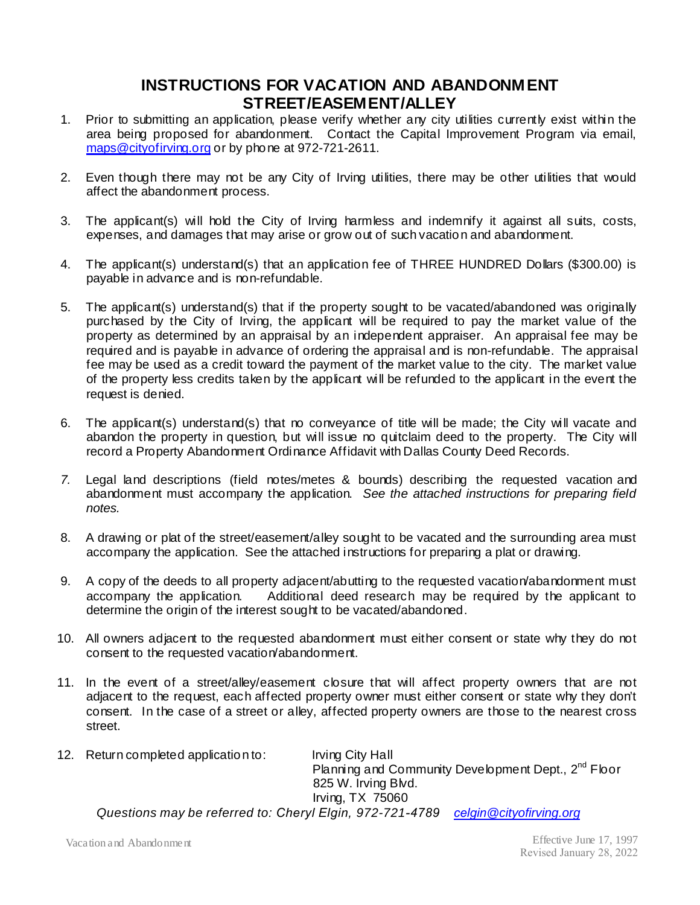# INSTRUCTIONS FOR VACATION AND ABANDONMENT STREET/EASEMENT/ALLEY

1. Prior to submitting an application, please verify whether any city utilities currently exist within the area being proposed for abandonment. Contact the Capital Improvement Program via email, maps@cityofirving.org or by phone at 972-721-2611.

2. Even though there may not be any City of Irving utilities, there may be other utilities that would affect the abandonment process.

3. The applicant(s) will hold the City of Irving harmless and indemnify it against all suits, costs, expenses, and damages that may arise or grow out of such vacation and abandonment.

4. The applicant(s) understand(s) that an application fee of THREE HUNDRED Dollars ($300.00) is payable in advance and is non-refundable.

5. The applicant(s) understand(s) that if the property sought to be vacated/abandoned was originally purchased by the City of Irving, the applicant will be required to pay the market value of the property as determined by an appraisal by an independent appraiser. An appraisal fee may be required and is payable in advance of ordering the appraisal and is non-refundable. The appraisal fee may be used as a credit toward the payment of the market value to the city. The market value of the property less credits taken by the applicant will be refunded to the applicant in the event the request is denied.

6. The applicant(s) understand(s) that no conveyance of title will be made; the City will vacate and abandon the property in question, but will issue no quitclaim deed to the property. The City will record a Property Abandonment Ordinance Affidavit with Dallas County Deed Records.

7. Legal land descriptions (field notes/metes & bounds) describing the requested vacation and abandonment must accompany the application. *See the attached instructions for preparing field notes.*

8. A drawing or plat of the street/easement/alley sought to be vacated and the surrounding area must accompany the application. See the attached instructions for preparing a plat or drawing.

9. A copy of the deeds to all property adjacent/abutting to the requested vacation/abandonment must accompany the application. Additional deed research may be required by the applicant to determine the origin of the interest sought to be vacated/abandoned.

10. All owners adjacent to the requested abandonment must either consent or state why they do not consent to the requested vacation/abandonment.

11. In the event of a street/alley/easement closure that will affect property owners that are not adjacent to the request, each affected property owner must either consent or state why they don't consent. In the case of a street or alley, affected property owners are those to the nearest cross street.

12. Return completed application to:
    Irving City Hall
    Planning and Community Development Dept., 2nd Floor
    825 W. Irving Blvd.
    Irving, TX 75060

*Questions may be referred to: Cheryl Elgin, 972-721-4789 celgin@cityofirving.org*

Vacation and Abandonment

Effective June 17, 1997
Revised January 28, 2022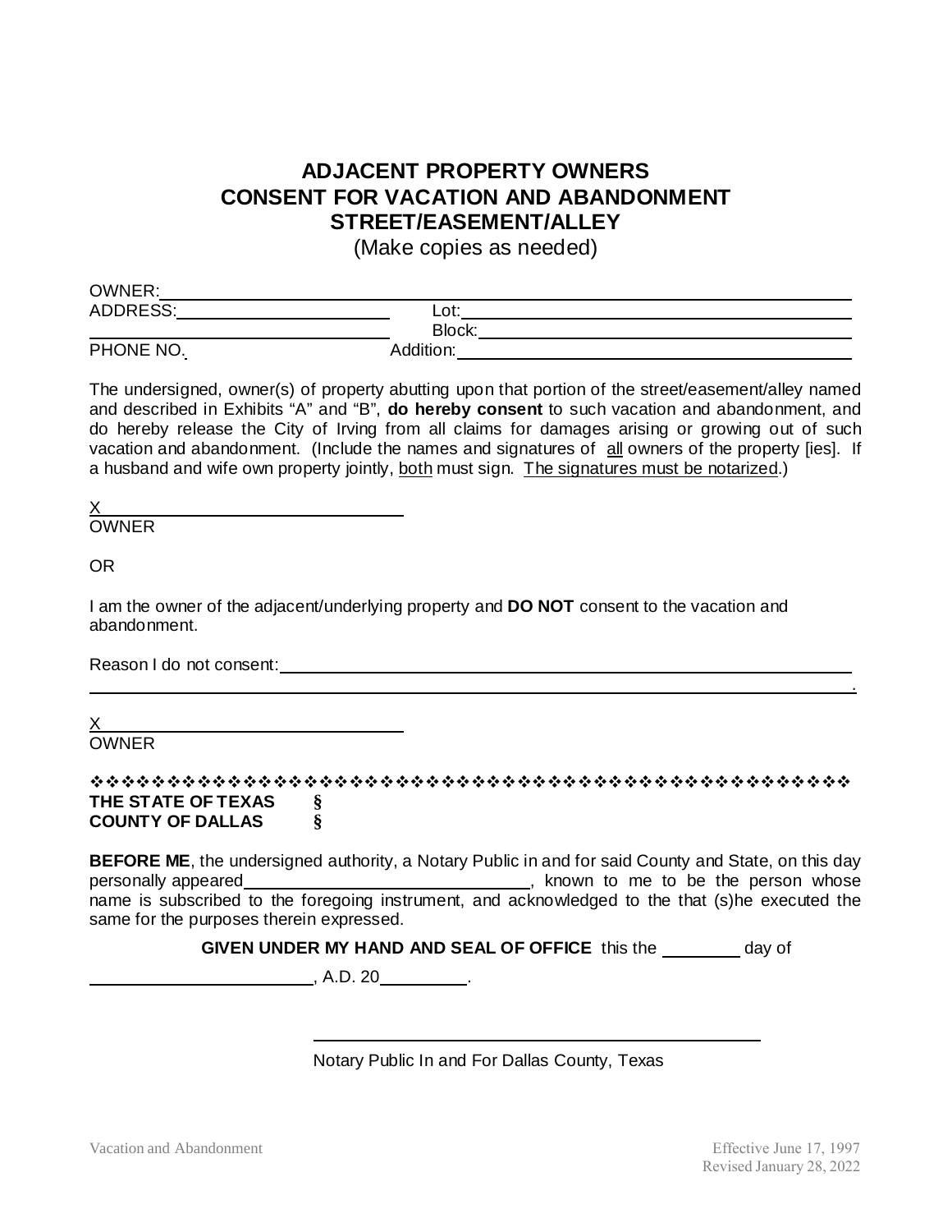# ADJACENT PROPERTY OWNERS CONSENT FOR VACATION AND ABANDONMENT STREET/EASEMENT/ALLEY

(Make copies as needed)

OWNER: ______________________________________________

ADDRESS: ____________________ Lot: ______________________

____________________ Block: ______________________

PHONE NO. Addition: ______________________

The undersigned, owner(s) of property abutting upon that portion of the street/easement/alley named and described in Exhibits "A" and "B", **do hereby consent** to such vacation and abandonment, and do hereby release the City of Irving from all claims for damages arising or growing out of such vacation and abandonment. (Include the names and signatures of all owners of the property [ies]. If a husband and wife own property jointly, both must sign. The signatures must be notarized.)

X______________________________

OWNER

OR

I am the owner of the adjacent/underlying property and **DO NOT** consent to the vacation and abandonment.

Reason I do not consent: ______________________________________________

______________________________________________________________________.

X______________________________

OWNER

❖❖❖❖❖❖❖❖❖❖❖❖❖❖❖❖❖❖❖❖❖❖❖❖❖❖❖❖❖❖❖❖❖❖❖❖❖❖❖❖❖❖❖❖❖❖❖❖❖❖

**THE STATE OF TEXAS §**

**COUNTY OF DALLAS §**

**BEFORE ME**, the undersigned authority, a Notary Public in and for said County and State, on this day personally appeared ____________________________, known to me to be the person whose name is subscribed to the foregoing instrument, and acknowledged to the that (s)he executed the same for the purposes therein expressed.

**GIVEN UNDER MY HAND AND SEAL OF OFFICE** this the ________ day of

______________________, A.D. 20________.

______________________________________________

Notary Public In and For Dallas County, Texas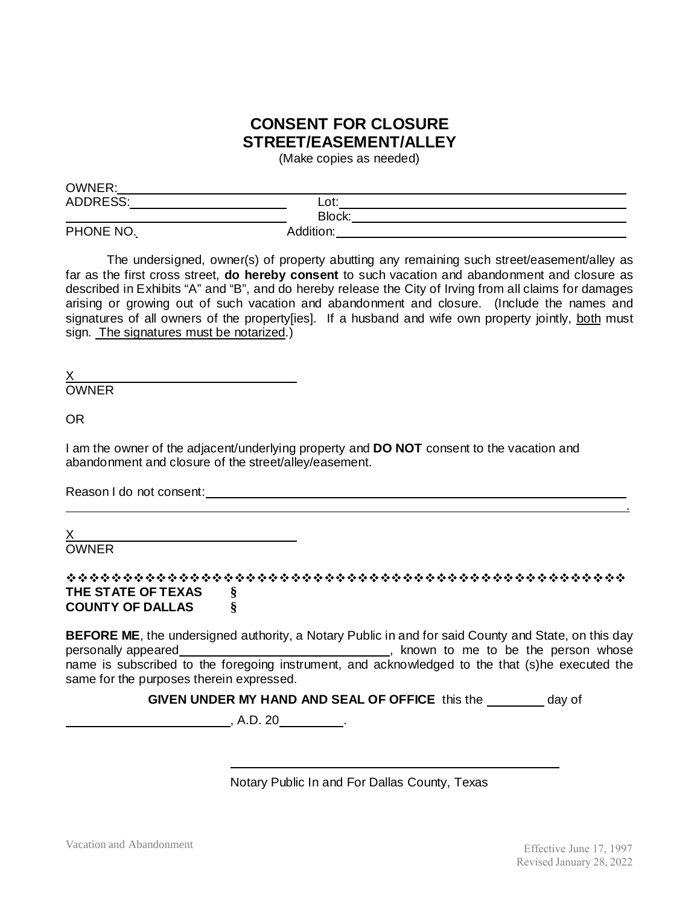# CONSENT FOR CLOSURE
# STREET/EASEMENT/ALLEY

(Make copies as needed)

OWNER: ______________________________________________

ADDRESS: ____________________ Lot: ____________________

____________________ Block: ____________________

PHONE NO. ____________________ Addition: ____________________

The undersigned, owner(s) of property abutting any remaining such street/easement/alley as far as the first cross street, **do hereby consent** to such vacation and abandonment and closure as described in Exhibits "A" and "B", and do hereby release the City of Irving from all claims for damages arising or growing out of such vacation and abandonment and closure. (Include the names and signatures of all owners of the property[ies]. If a husband and wife own property jointly, both must sign. The signatures must be notarized.)

X ______________________________

OWNER

OR

I am the owner of the adjacent/underlying property and **DO NOT** consent to the vacation and abandonment and closure of the street/alley/easement.

Reason I do not consent: ______________________________________________

______________________________________________.

X ______________________________

OWNER

❖❖❖❖❖❖❖❖❖❖❖❖❖❖❖❖❖❖❖❖❖❖❖❖❖❖❖❖❖❖❖❖❖❖❖❖❖❖❖❖❖❖❖❖❖❖❖❖❖❖

**THE STATE OF TEXAS §**
**COUNTY OF DALLAS §**

**BEFORE ME**, the undersigned authority, a Notary Public in and for said County and State, on this day personally appeared ______________________________, known to me to be the person whose name is subscribed to the foregoing instrument, and acknowledged to the that (s)he executed the same for the purposes therein expressed.

**GIVEN UNDER MY HAND AND SEAL OF OFFICE** this the ________ day of ________________________, A.D. 20________.

______________________________________________

Notary Public In and For Dallas County, Texas

Vacation and Abandonment

Effective June 17, 1997
Revised January 28, 2022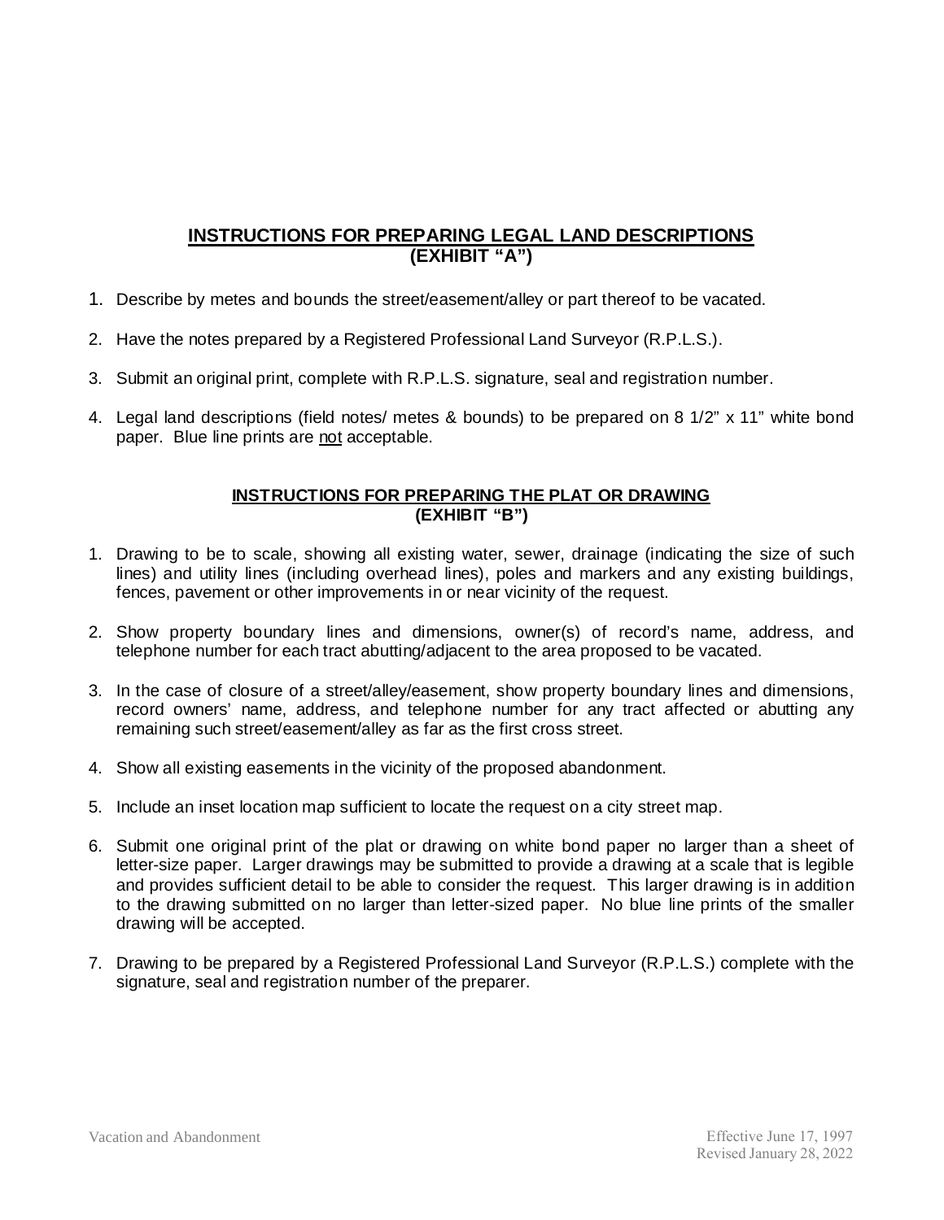## INSTRUCTIONS FOR PREPARING LEGAL LAND DESCRIPTIONS (EXHIBIT "A")

1. Describe by metes and bounds the street/easement/alley or part thereof to be vacated.
2. Have the notes prepared by a Registered Professional Land Surveyor (R.P.L.S.).
3. Submit an original print, complete with R.P.L.S. signature, seal and registration number.
4. Legal land descriptions (field notes/ metes & bounds) to be prepared on 8 1/2" x 11" white bond paper. Blue line prints are not acceptable.

## INSTRUCTIONS FOR PREPARING THE PLAT OR DRAWING (EXHIBIT "B")

1. Drawing to be to scale, showing all existing water, sewer, drainage (indicating the size of such lines) and utility lines (including overhead lines), poles and markers and any existing buildings, fences, pavement or other improvements in or near vicinity of the request.
2. Show property boundary lines and dimensions, owner(s) of record's name, address, and telephone number for each tract abutting/adjacent to the area proposed to be vacated.
3. In the case of closure of a street/alley/easement, show property boundary lines and dimensions, record owners' name, address, and telephone number for any tract affected or abutting any remaining such street/easement/alley as far as the first cross street.
4. Show all existing easements in the vicinity of the proposed abandonment.
5. Include an inset location map sufficient to locate the request on a city street map.
6. Submit one original print of the plat or drawing on white bond paper no larger than a sheet of letter-size paper. Larger drawings may be submitted to provide a drawing at a scale that is legible and provides sufficient detail to be able to consider the request. This larger drawing is in addition to the drawing submitted on no larger than letter-sized paper. No blue line prints of the smaller drawing will be accepted.
7. Drawing to be prepared by a Registered Professional Land Surveyor (R.P.L.S.) complete with the signature, seal and registration number of the preparer.